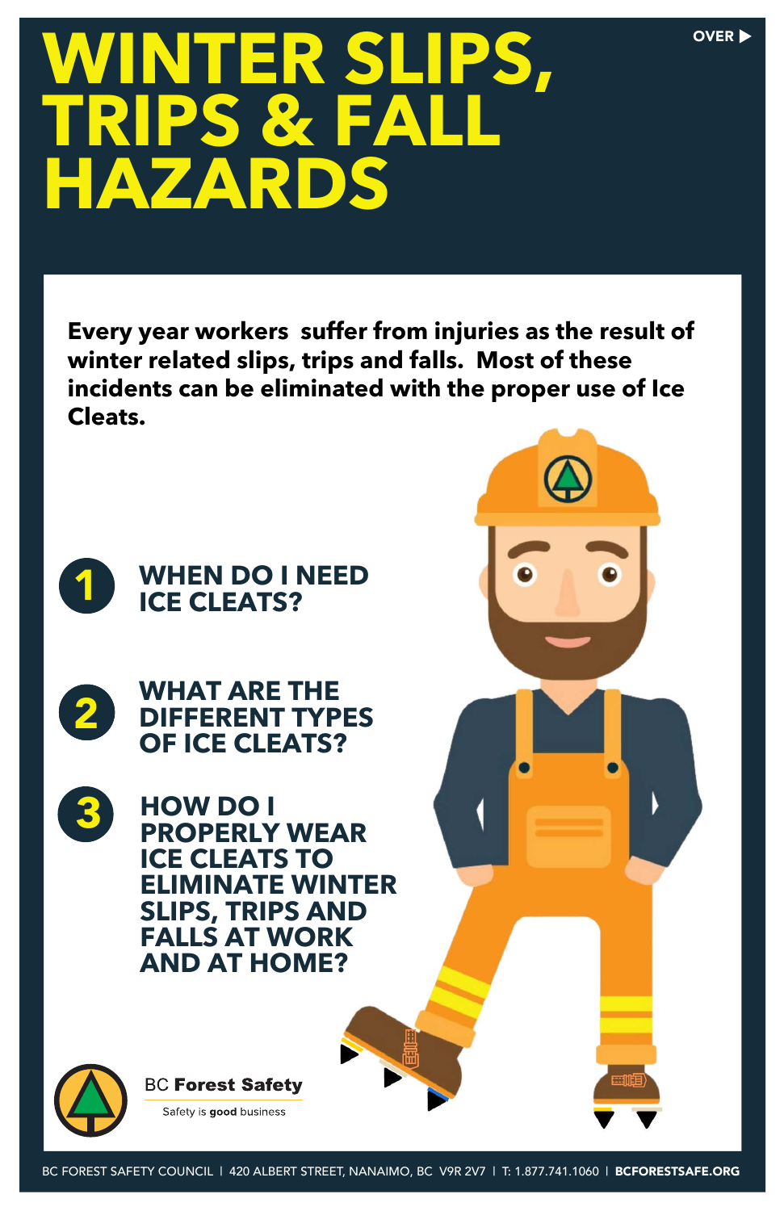# WINTER SLIPS, TRIPS & FALL HAZARDS

OVER ▶

**Every year workers suffer from injuries as the result of winter related slips, trips and falls. Most of these incidents can be eliminated with the proper use of Ice Cleats.**

## 1 WHEN DO I NEED ICE CLEATS?

## 2 WHAT ARE THE DIFFERENT TYPES OF ICE CLEATS?

## 3 HOW DO I PROPERLY WEAR ICE CLEATS TO ELIMINATE WINTER SLIPS, TRIPS AND FALLS AT WORK AND AT HOME?

BC **Forest Safety**

Safety is **good** business

BC FOREST SAFETY COUNCIL | 420 ALBERT STREET, NANAIMO, BC V9R 2V7 | T: 1.877.741.1060 | **BCFORESTSAFE.ORG**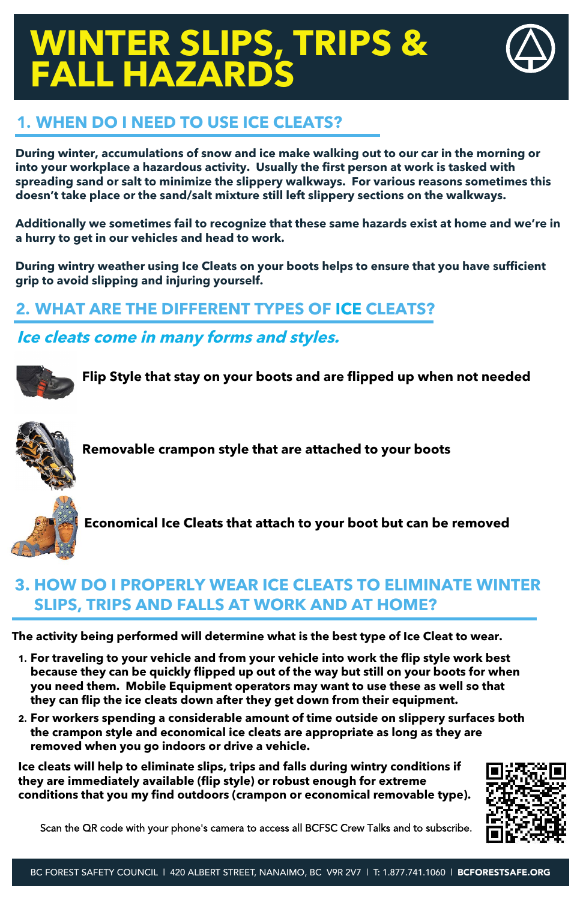# WINTER SLIPS, TRIPS & FALL HAZARDS

## 1. WHEN DO I NEED TO USE ICE CLEATS?

**During winter, accumulations of snow and ice make walking out to our car in the morning or into your workplace a hazardous activity. Usually the first person at work is tasked with spreading sand or salt to minimize the slippery walkways. For various reasons sometimes this doesn't take place or the sand/salt mixture still left slippery sections on the walkways.**

**Additionally we sometimes fail to recognize that these same hazards exist at home and we're in a hurry to get in our vehicles and head to work.**

**During wintry weather using Ice Cleats on your boots helps to ensure that you have sufficient grip to avoid slipping and injuring yourself.**

## 2. WHAT ARE THE DIFFERENT TYPES OF ICE CLEATS?

***Ice cleats come in many forms and styles.***

**Flip Style that stay on your boots and are flipped up when not needed**

**Removable crampon style that are attached to your boots**

**Economical Ice Cleats that attach to your boot but can be removed**

## 3. HOW DO I PROPERLY WEAR ICE CLEATS TO ELIMINATE WINTER SLIPS, TRIPS AND FALLS AT WORK AND AT HOME?

**The activity being performed will determine what is the best type of Ice Cleat to wear.**

1. **For traveling to your vehicle and from your vehicle into work the flip style work best because they can be quickly flipped up out of the way but still on your boots for when you need them. Mobile Equipment operators may want to use these as well so that they can flip the ice cleats down after they get down from their equipment.**
2. **For workers spending a considerable amount of time outside on slippery surfaces both the crampon style and economical ice cleats are appropriate as long as they are removed when you go indoors or drive a vehicle.**

**Ice cleats will help to eliminate slips, trips and falls during wintry conditions if they are immediately available (flip style) or robust enough for extreme conditions that you my find outdoors (crampon or economical removable type).**

Scan the QR code with your phone's camera to access all BCFSC Crew Talks and to subscribe.

BC FOREST SAFETY COUNCIL | 420 ALBERT STREET, NANAIMO, BC V9R 2V7 | T: 1.877.741.1060 | **BCFORESTSAFE.ORG**